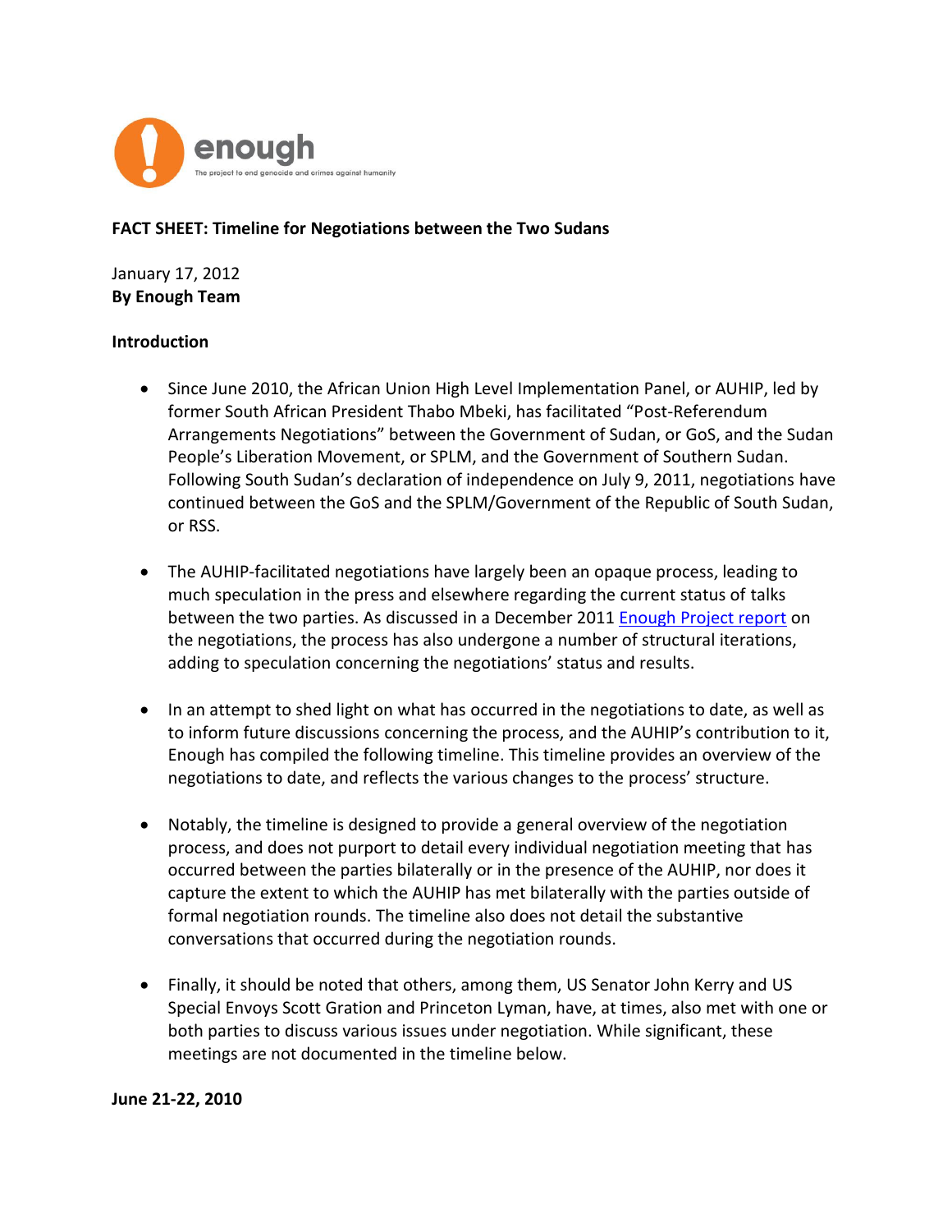enough

The project to end genocide and crimes against humanity

**FACT SHEET: Timeline for Negotiations between the Two Sudans**

January 17, 2012
**By Enough Team**

**Introduction**

- Since June 2010, the African Union High Level Implementation Panel, or AUHIP, led by former South African President Thabo Mbeki, has facilitated "Post-Referendum Arrangements Negotiations" between the Government of Sudan, or GoS, and the Sudan People's Liberation Movement, or SPLM, and the Government of Southern Sudan. Following South Sudan's declaration of independence on July 9, 2011, negotiations have continued between the GoS and the SPLM/Government of the Republic of South Sudan, or RSS.

- The AUHIP-facilitated negotiations have largely been an opaque process, leading to much speculation in the press and elsewhere regarding the current status of talks between the two parties. As discussed in a December 2011 Enough Project report on the negotiations, the process has also undergone a number of structural iterations, adding to speculation concerning the negotiations' status and results.

- In an attempt to shed light on what has occurred in the negotiations to date, as well as to inform future discussions concerning the process, and the AUHIP's contribution to it, Enough has compiled the following timeline. This timeline provides an overview of the negotiations to date, and reflects the various changes to the process' structure.

- Notably, the timeline is designed to provide a general overview of the negotiation process, and does not purport to detail every individual negotiation meeting that has occurred between the parties bilaterally or in the presence of the AUHIP, nor does it capture the extent to which the AUHIP has met bilaterally with the parties outside of formal negotiation rounds. The timeline also does not detail the substantive conversations that occurred during the negotiation rounds.

- Finally, it should be noted that others, among them, US Senator John Kerry and US Special Envoys Scott Gration and Princeton Lyman, have, at times, also met with one or both parties to discuss various issues under negotiation. While significant, these meetings are not documented in the timeline below.

**June 21-22, 2010**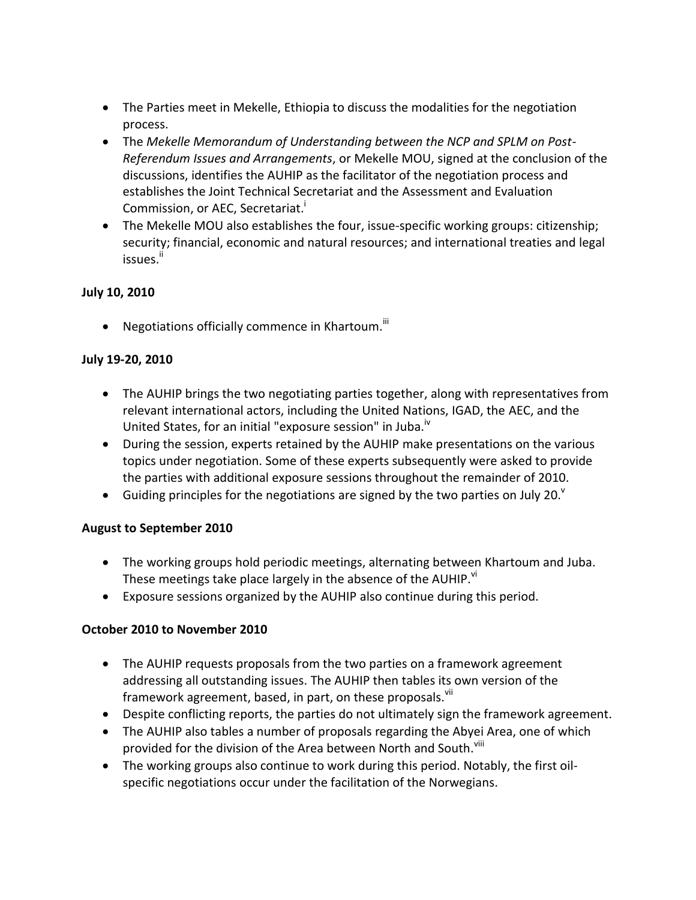- The Parties meet in Mekelle, Ethiopia to discuss the modalities for the negotiation process.
- The *Mekelle Memorandum of Understanding between the NCP and SPLM on Post-Referendum Issues and Arrangements*, or Mekelle MOU, signed at the conclusion of the discussions, identifies the AUHIP as the facilitator of the negotiation process and establishes the Joint Technical Secretariat and the Assessment and Evaluation Commission, or AEC, Secretariat.[i]
- The Mekelle MOU also establishes the four, issue-specific working groups: citizenship; security; financial, economic and natural resources; and international treaties and legal issues.[ii]

**July 10, 2010**

- Negotiations officially commence in Khartoum.[iii]

**July 19-20, 2010**

- The AUHIP brings the two negotiating parties together, along with representatives from relevant international actors, including the United Nations, IGAD, the AEC, and the United States, for an initial "exposure session" in Juba.[iv]
- During the session, experts retained by the AUHIP make presentations on the various topics under negotiation. Some of these experts subsequently were asked to provide the parties with additional exposure sessions throughout the remainder of 2010.
- Guiding principles for the negotiations are signed by the two parties on July 20.[v]

**August to September 2010**

- The working groups hold periodic meetings, alternating between Khartoum and Juba. These meetings take place largely in the absence of the AUHIP.[vi]
- Exposure sessions organized by the AUHIP also continue during this period.

**October 2010 to November 2010**

- The AUHIP requests proposals from the two parties on a framework agreement addressing all outstanding issues. The AUHIP then tables its own version of the framework agreement, based, in part, on these proposals.[vii]
- Despite conflicting reports, the parties do not ultimately sign the framework agreement.
- The AUHIP also tables a number of proposals regarding the Abyei Area, one of which provided for the division of the Area between North and South.[viii]
- The working groups also continue to work during this period. Notably, the first oil-specific negotiations occur under the facilitation of the Norwegians.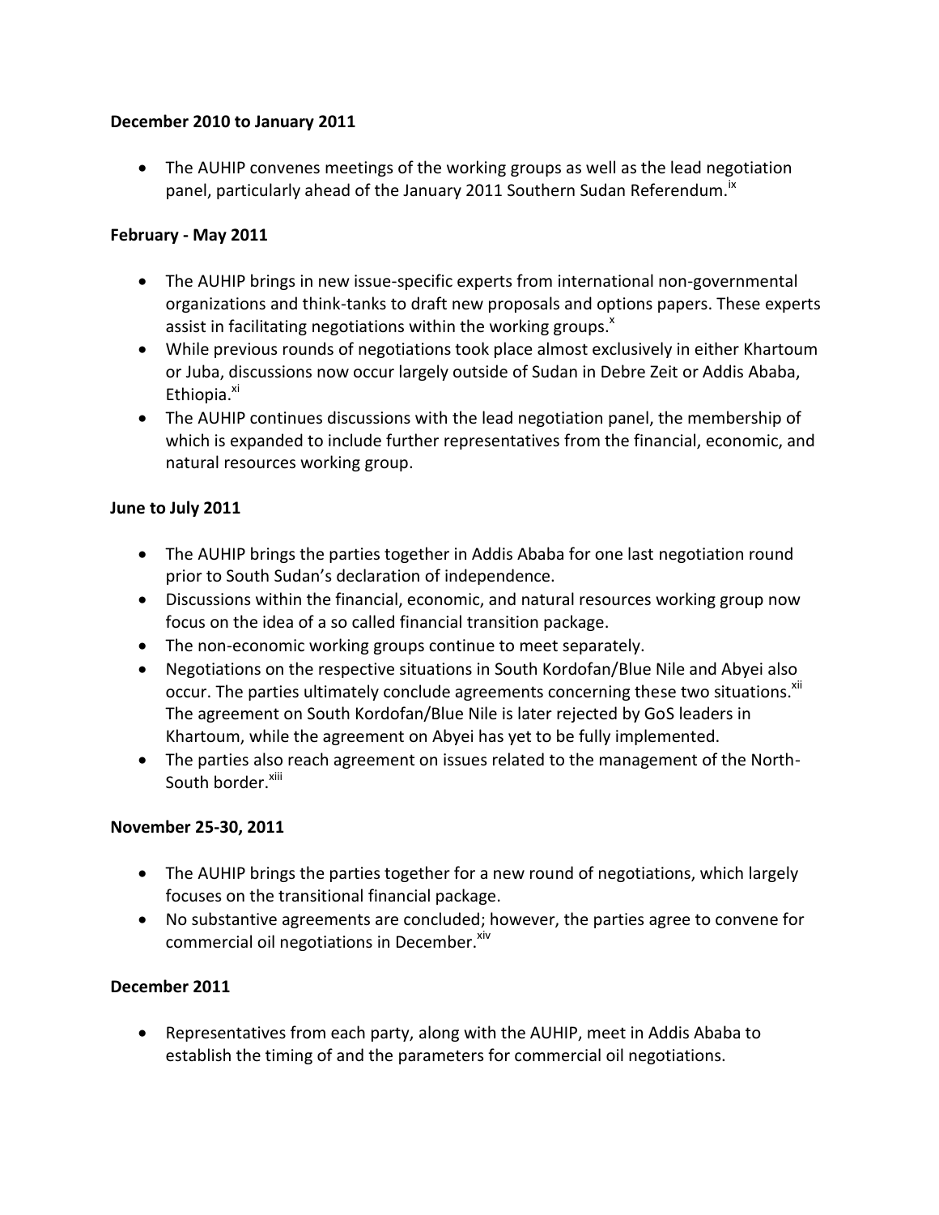**December 2010 to January 2011**

- The AUHIP convenes meetings of the working groups as well as the lead negotiation panel, particularly ahead of the January 2011 Southern Sudan Referendum.[ix]

**February - May 2011**

- The AUHIP brings in new issue-specific experts from international non-governmental organizations and think-tanks to draft new proposals and options papers. These experts assist in facilitating negotiations within the working groups.[x]
- While previous rounds of negotiations took place almost exclusively in either Khartoum or Juba, discussions now occur largely outside of Sudan in Debre Zeit or Addis Ababa, Ethiopia.[xi]
- The AUHIP continues discussions with the lead negotiation panel, the membership of which is expanded to include further representatives from the financial, economic, and natural resources working group.

**June to July 2011**

- The AUHIP brings the parties together in Addis Ababa for one last negotiation round prior to South Sudan's declaration of independence.
- Discussions within the financial, economic, and natural resources working group now focus on the idea of a so called financial transition package.
- The non-economic working groups continue to meet separately.
- Negotiations on the respective situations in South Kordofan/Blue Nile and Abyei also occur. The parties ultimately conclude agreements concerning these two situations.[xii] The agreement on South Kordofan/Blue Nile is later rejected by GoS leaders in Khartoum, while the agreement on Abyei has yet to be fully implemented.
- The parties also reach agreement on issues related to the management of the North-South border.[xiii]

**November 25-30, 2011**

- The AUHIP brings the parties together for a new round of negotiations, which largely focuses on the transitional financial package.
- No substantive agreements are concluded; however, the parties agree to convene for commercial oil negotiations in December.[xiv]

**December 2011**

- Representatives from each party, along with the AUHIP, meet in Addis Ababa to establish the timing of and the parameters for commercial oil negotiations.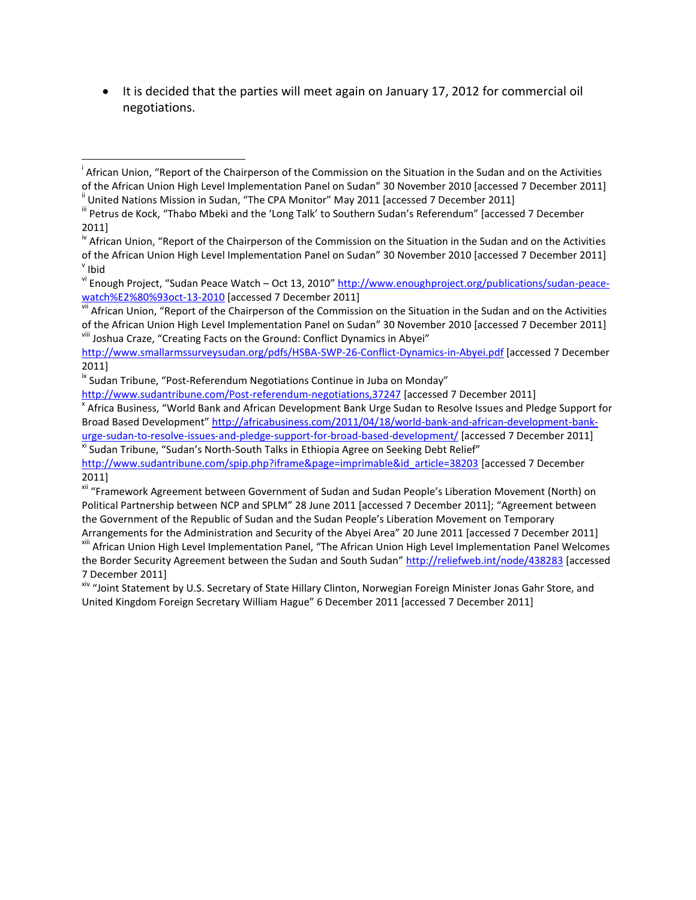- It is decided that the parties will meet again on January 17, 2012 for commercial oil negotiations.

---

[i] African Union, "Report of the Chairperson of the Commission on the Situation in the Sudan and on the Activities of the African Union High Level Implementation Panel on Sudan" 30 November 2010 [accessed 7 December 2011]

[ii] United Nations Mission in Sudan, "The CPA Monitor" May 2011 [accessed 7 December 2011]

[iii] Petrus de Kock, "Thabo Mbeki and the 'Long Talk' to Southern Sudan's Referendum" [accessed 7 December 2011]

[iv] African Union, "Report of the Chairperson of the Commission on the Situation in the Sudan and on the Activities of the African Union High Level Implementation Panel on Sudan" 30 November 2010 [accessed 7 December 2011]

[v] Ibid

[vi] Enough Project, "Sudan Peace Watch – Oct 13, 2010" http://www.enoughproject.org/publications/sudan-peace-watch%E2%80%93oct-13-2010 [accessed 7 December 2011]

[vii] African Union, "Report of the Chairperson of the Commission on the Situation in the Sudan and on the Activities of the African Union High Level Implementation Panel on Sudan" 30 November 2010 [accessed 7 December 2011]

[viii] Joshua Craze, "Creating Facts on the Ground: Conflict Dynamics in Abyei" http://www.smallarmssurveysudan.org/pdfs/HSBA-SWP-26-Conflict-Dynamics-in-Abyei.pdf [accessed 7 December 2011]

[ix] Sudan Tribune, "Post-Referendum Negotiations Continue in Juba on Monday" http://www.sudantribune.com/Post-referendum-negotiations,37247 [accessed 7 December 2011]

[x] Africa Business, "World Bank and African Development Bank Urge Sudan to Resolve Issues and Pledge Support for Broad Based Development" http://africabusiness.com/2011/04/18/world-bank-and-african-development-bank-urge-sudan-to-resolve-issues-and-pledge-support-for-broad-based-development/ [accessed 7 December 2011]

[xi] Sudan Tribune, "Sudan's North-South Talks in Ethiopia Agree on Seeking Debt Relief" http://www.sudantribune.com/spip.php?iframe&page=imprimable&id_article=38203 [accessed 7 December 2011]

[xii] "Framework Agreement between Government of Sudan and Sudan People's Liberation Movement (North) on Political Partnership between NCP and SPLM" 28 June 2011 [accessed 7 December 2011]; "Agreement between the Government of the Republic of Sudan and the Sudan People's Liberation Movement on Temporary Arrangements for the Administration and Security of the Abyei Area" 20 June 2011 [accessed 7 December 2011]

[xiii] African Union High Level Implementation Panel, "The African Union High Level Implementation Panel Welcomes the Border Security Agreement between the Sudan and South Sudan" http://reliefweb.int/node/438283 [accessed 7 December 2011]

[xiv] "Joint Statement by U.S. Secretary of State Hillary Clinton, Norwegian Foreign Minister Jonas Gahr Store, and United Kingdom Foreign Secretary William Hague" 6 December 2011 [accessed 7 December 2011]